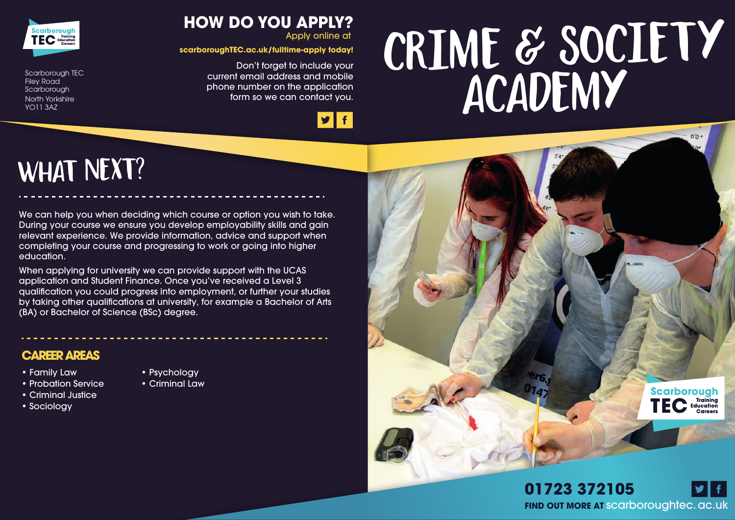Scarborough TEC
Filey Road
Scarborough
North Yorkshire
YO11 3AZ

## HOW DO YOU APPLY?

Apply online at

**scarboroughTEC.ac.uk/fulltime-apply today!**

Don't forget to include your current email address and mobile phone number on the application form so we can contact you.

# CRIME & SOCIETY ACADEMY

## WHAT NEXT?

We can help you when deciding which course or option you wish to take. During your course we ensure you develop employability skills and gain relevant experience. We provide information, advice and support when completing your course and progressing to work or going into higher education.

When applying for university we can provide support with the UCAS application and Student Finance. Once you've received a Level 3 qualification you could progress into employment, or further your studies by taking other qualifications at university, for example a Bachelor of Arts (BA) or Bachelor of Science (BSc) degree.

### CAREER AREAS

- Family Law
- Probation Service
- Criminal Justice
- Sociology
- Psychology
- Criminal Law

**01723 372105**

**FIND OUT MORE AT** scarboroughtec. ac.uk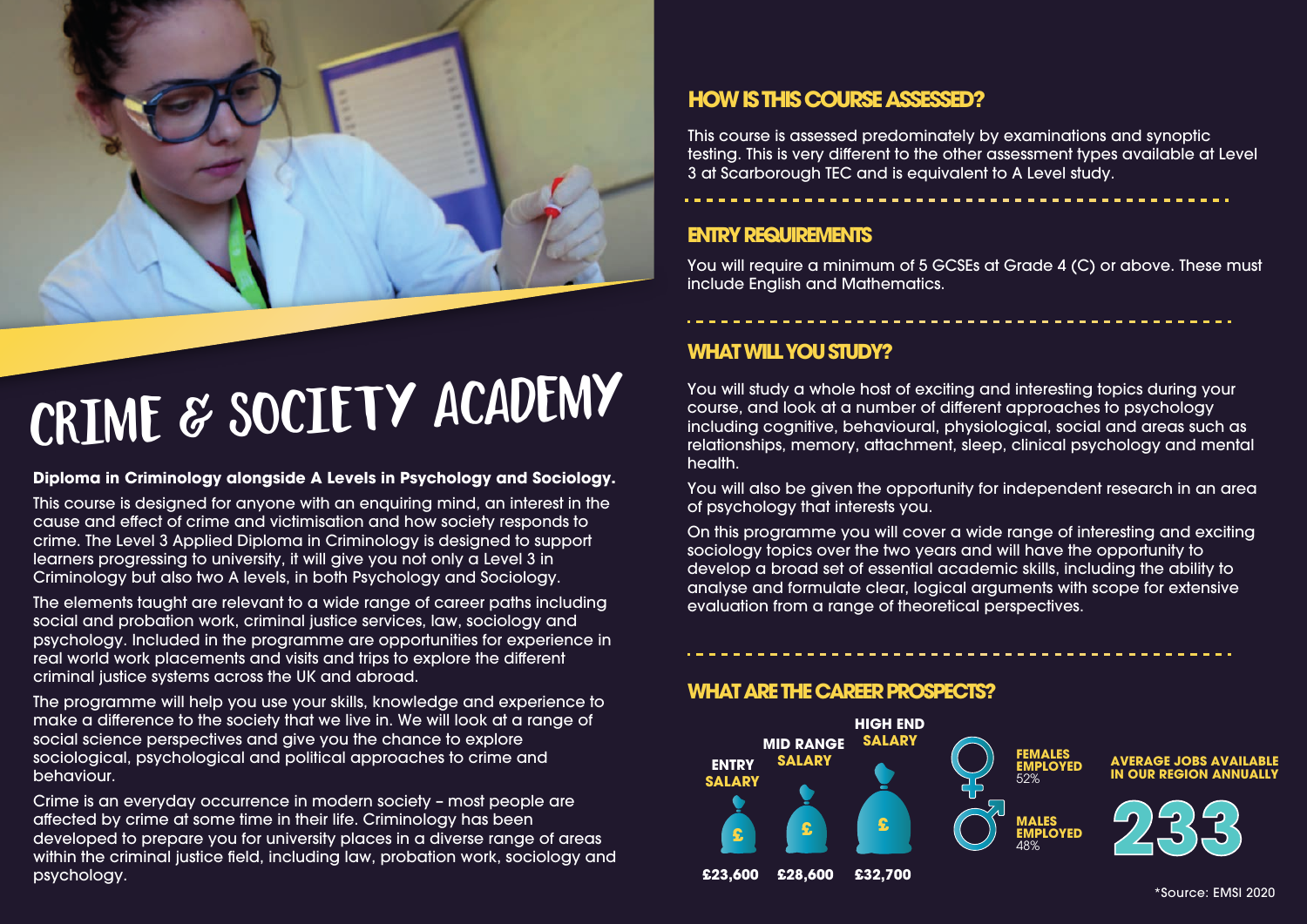# CRIME & SOCIETY ACADEMY

**Diploma in Criminology alongside A Levels in Psychology and Sociology.**

This course is designed for anyone with an enquiring mind, an interest in the cause and effect of crime and victimisation and how society responds to crime. The Level 3 Applied Diploma in Criminology is designed to support learners progressing to university, it will give you not only a Level 3 in Criminology but also two A levels, in both Psychology and Sociology.

The elements taught are relevant to a wide range of career paths including social and probation work, criminal justice services, law, sociology and psychology. Included in the programme are opportunities for experience in real world work placements and visits and trips to explore the different criminal justice systems across the UK and abroad.

The programme will help you use your skills, knowledge and experience to make a difference to the society that we live in. We will look at a range of social science perspectives and give you the chance to explore sociological, psychological and political approaches to crime and behaviour.

Crime is an everyday occurrence in modern society – most people are affected by crime at some time in their life. Criminology has been developed to prepare you for university places in a diverse range of areas within the criminal justice field, including law, probation work, sociology and psychology.

## HOW IS THIS COURSE ASSESSED?

This course is assessed predominately by examinations and synoptic testing. This is very different to the other assessment types available at Level 3 at Scarborough TEC and is equivalent to A Level study.

## ENTRY REQUIREMENTS

You will require a minimum of 5 GCSEs at Grade 4 (C) or above. These must include English and Mathematics.

## WHAT WILL YOU STUDY?

You will study a whole host of exciting and interesting topics during your course, and look at a number of different approaches to psychology including cognitive, behavioural, physiological, social and areas such as relationships, memory, attachment, sleep, clinical psychology and mental health.

You will also be given the opportunity for independent research in an area of psychology that interests you.

On this programme you will cover a wide range of interesting and exciting sociology topics over the two years and will have the opportunity to develop a broad set of essential academic skills, including the ability to analyse and formulate clear, logical arguments with scope for extensive evaluation from a range of theoretical perspectives.

## WHAT ARE THE CAREER PROSPECTS?

ENTRY SALARY £23,600

MID RANGE SALARY £28,600

HIGH END SALARY £32,700

FEMALES EMPLOYED 52%

MALES EMPLOYED 48%

AVERAGE JOBS AVAILABLE IN OUR REGION ANNUALLY 233

*Source: EMSI 2020